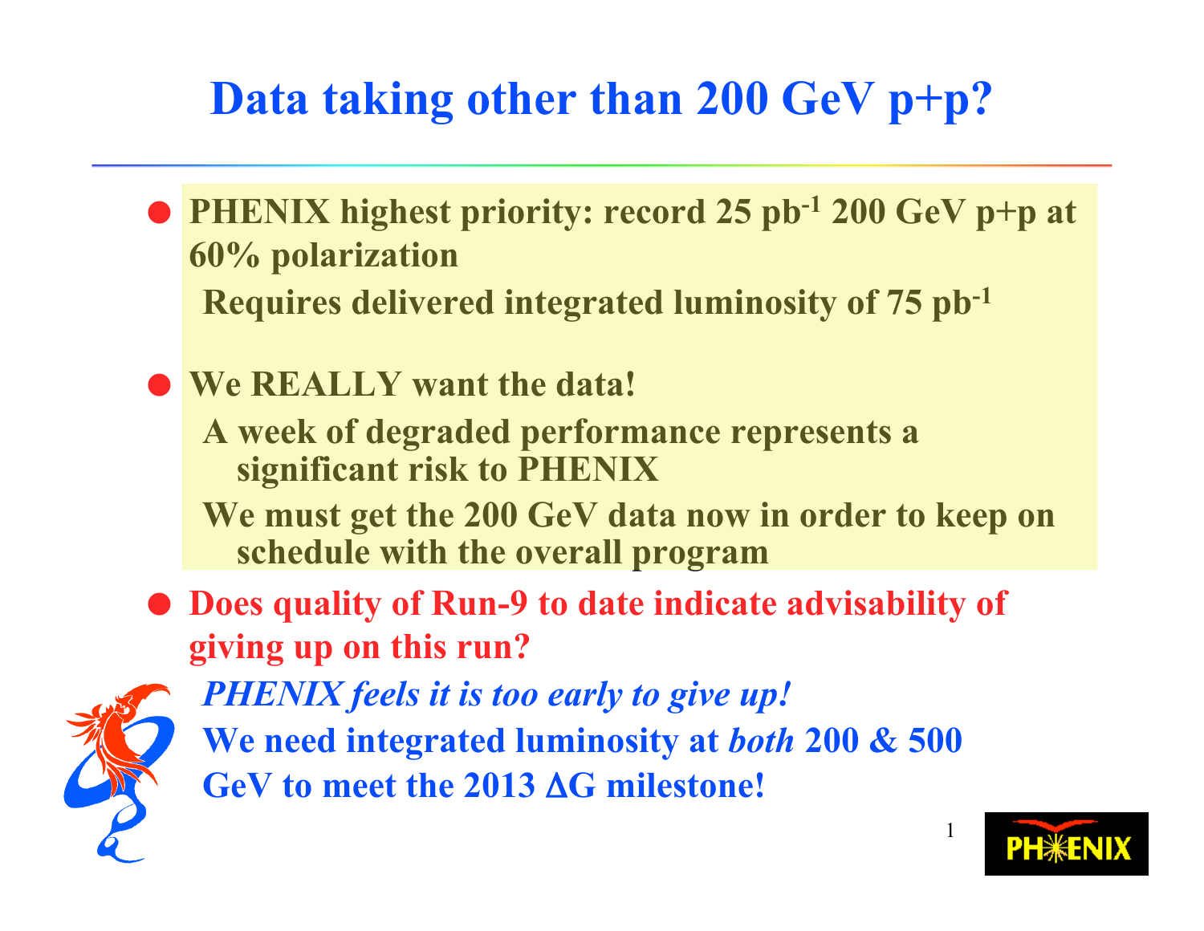# Data taking other than 200 GeV p+p?

- **PHENIX highest priority: record 25 $pb^{-1}$ 200 GeV p+p at 60% polarization**
  - **Requires delivered integrated luminosity of 75 $pb^{-1}$**
- **We REALLY want the data!**
  - **A week of degraded performance represents a significant risk to PHENIX**
  - **We must get the 200 GeV data now in order to keep on schedule with the overall program**
- **Does quality of Run-9 to date indicate advisability of giving up on this run?**
  - ***PHENIX feels it is too early to give up!***
  - **We need integrated luminosity at *both* 200 & 500 GeV to meet the 2013 $\Delta G$ milestone!**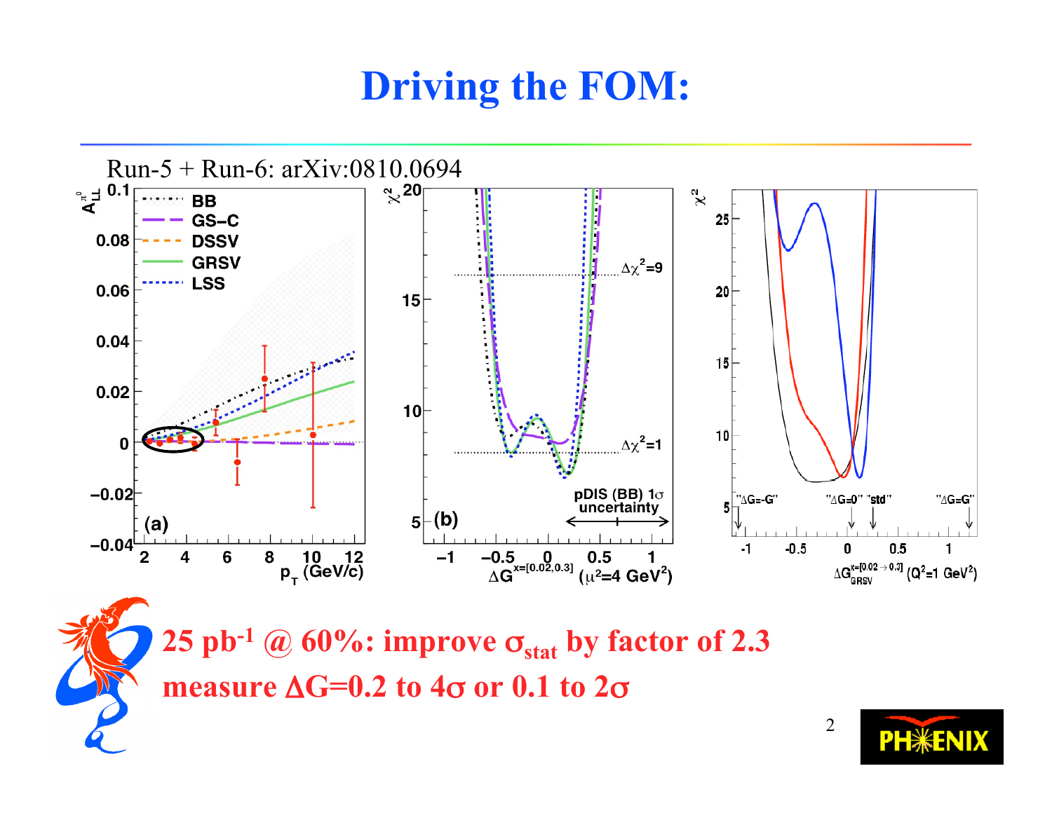# Driving the FOM:

Run-5 + Run-6: arXiv:0810.0694

**25 pb$^{-1}$ @ 60%: improve $\sigma_{stat}$ by factor of 2.3**

**measure $\Delta G$=0.2 to 4$\sigma$ or 0.1 to 2$\sigma$**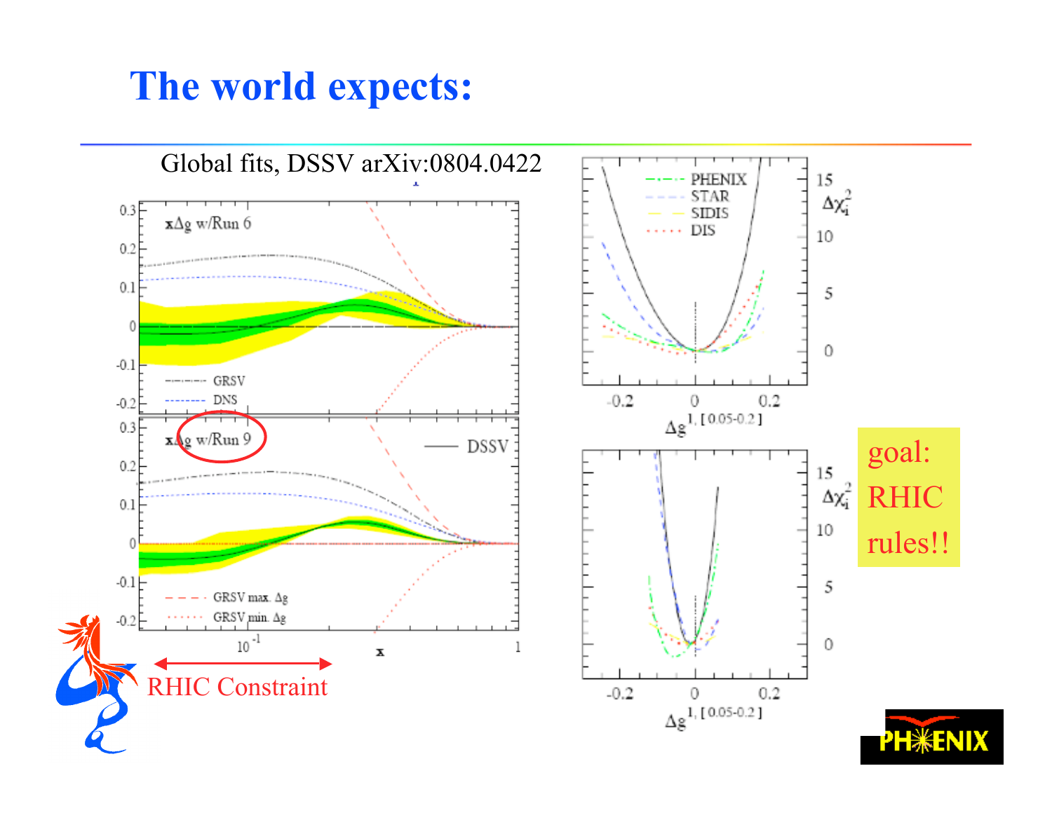# The world expects:

Global fits, DSSV arXiv:0804.0422

RHIC Constraint

goal: RHIC rules!!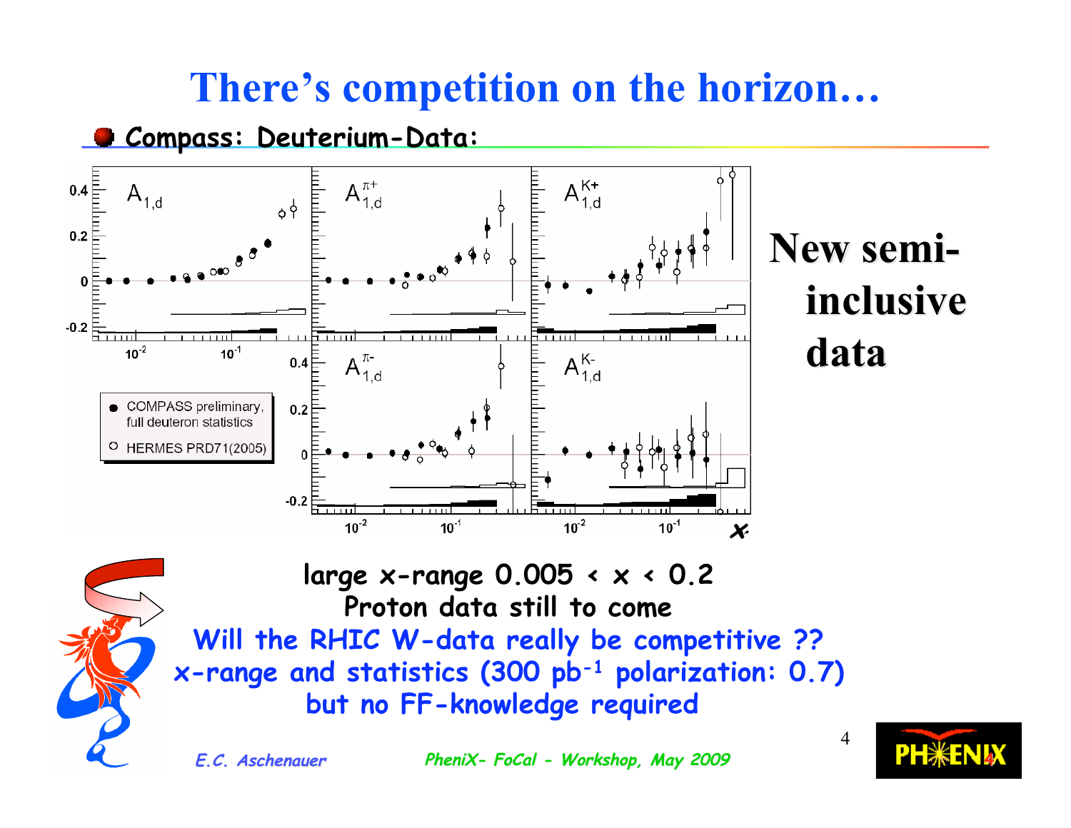# There's competition on the horizon…

- **Compass: Deuterium-Data:**

New semi-inclusive data

large x-range 0.005 < x < 0.2
Proton data still to come
Will the RHIC W-data really be competitive ??
x-range and statistics (300 $pb^{-1}$ polarization: 0.7)
but no FF-knowledge required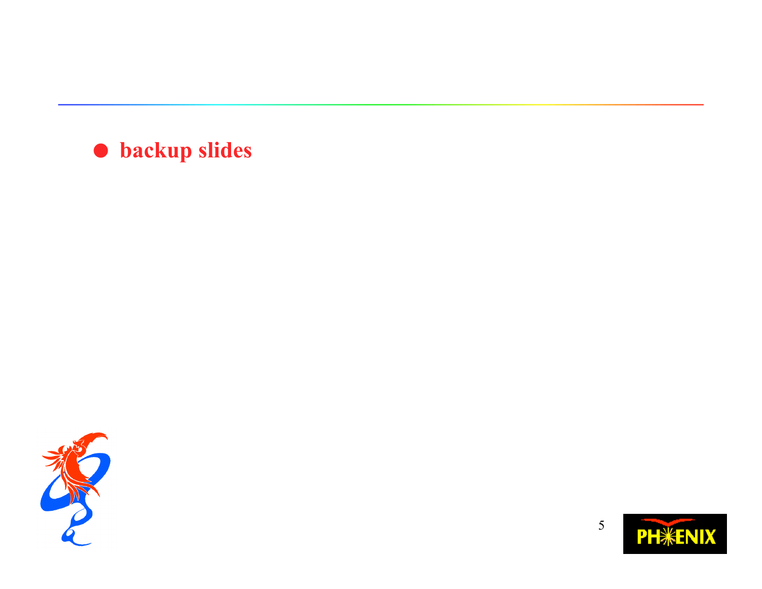- **backup slides**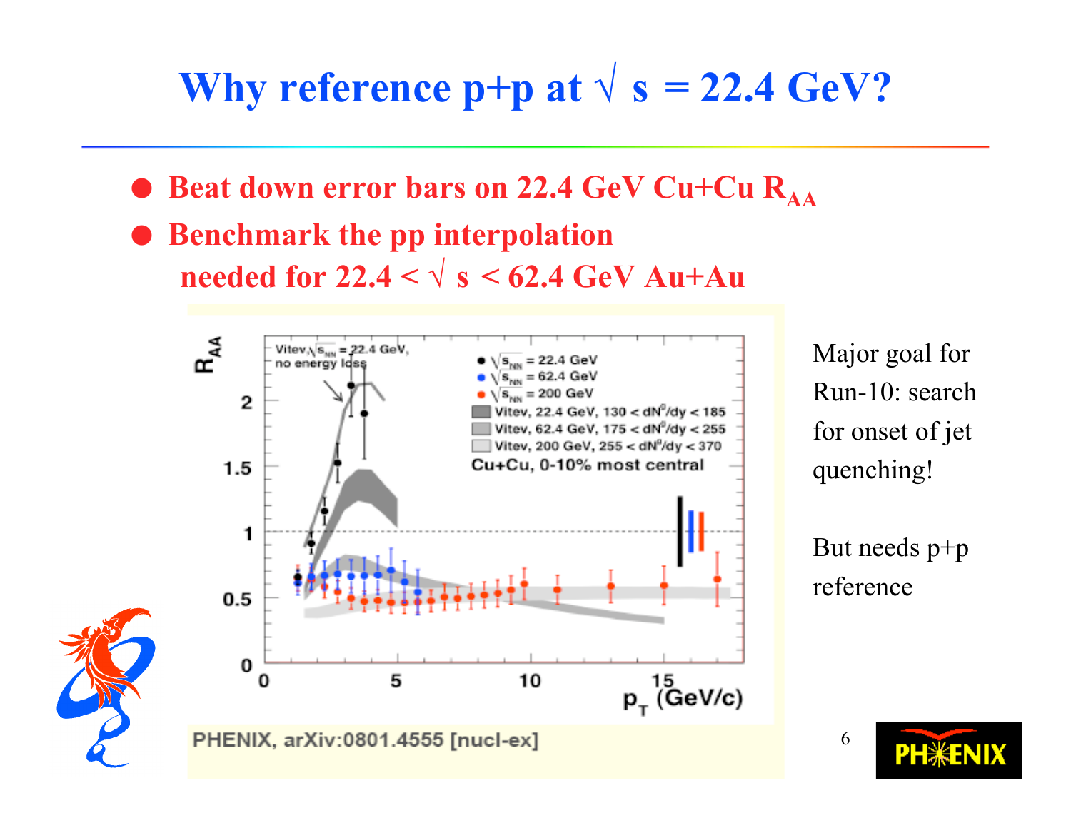# Why reference p+p at $\sqrt{s} = 22.4$ GeV?

- **Beat down error bars on 22.4 GeV Cu+Cu $R_{AA}$**
- **Benchmark the pp interpolation needed for $22.4 < \sqrt{s} < 62.4$ GeV Au+Au**

PHENIX, arXiv:0801.4555 [nucl-ex]

Major goal for Run-10: search for onset of jet quenching!

But needs p+p reference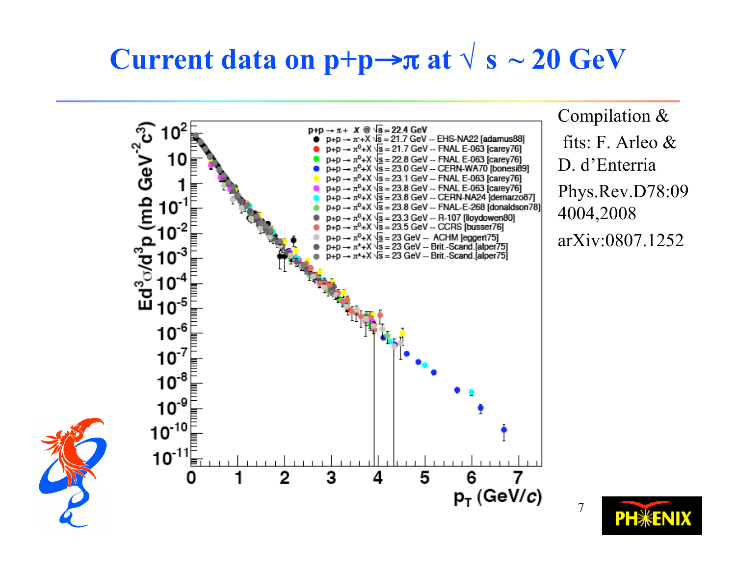# Current data on p+p→π at $\sqrt{s}$ ~ 20 GeV

Compilation & fits: F. Arleo & D. d'Enterria Phys.Rev.D78:094004,2008 arXiv:0807.1252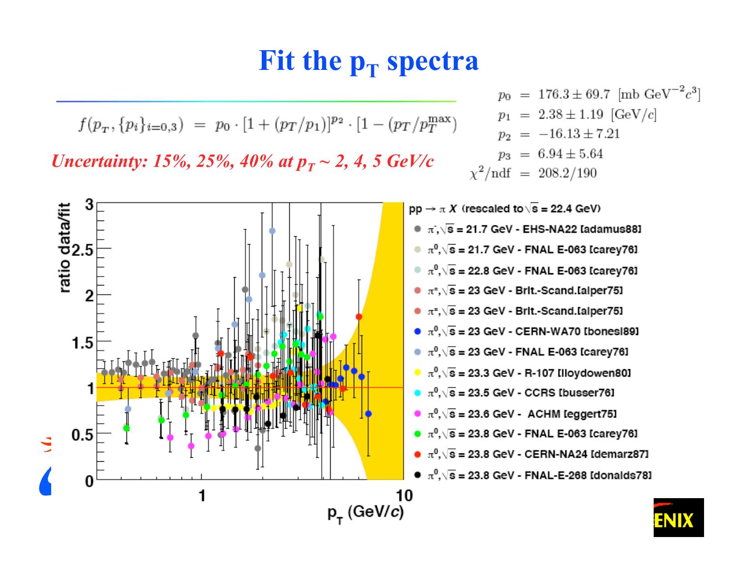# Fit the $p_T$ spectra

$$f(p_T, \{p_i\}_{i=0,3}) = p_0 \cdot [1 + (p_T/p_1)]^{p_2} \cdot [1 - (p_T/p_T^{\mathrm{max}})$$

$$
\begin{aligned}
p_0 &= 176.3 \pm 69.7 \ \ [\mathrm{mb\ GeV^{-2}} c^3] \\
p_1 &= 2.38 \pm 1.19 \ \ [\mathrm{GeV}/c] \\
p_2 &= -16.13 \pm 7.21 \\
p_3 &= 6.94 \pm 5.64 \\
\chi^2/\mathrm{ndf} &= 208.2/190
\end{aligned}
$$

*Uncertainty: 15%, 25%, 40% at $p_T$ ~ 2, 4, 5 GeV/c*

ratio data/fit vs. $p_T$ (GeV/$c$)

$pp \rightarrow \pi X$ (rescaled to $\sqrt{s}$ = 22.4 GeV)

- $\pi^-$, $\sqrt{s}$ = 21.7 GeV - EHS-NA22 [adamus88]
- $\pi^0$, $\sqrt{s}$ = 21.7 GeV - FNAL E-063 [carey76]
- $\pi^0$, $\sqrt{s}$ = 22.8 GeV - FNAL E-063 [carey76]
- $\pi^\pm$, $\sqrt{s}$ = 23 GeV - Brit.-Scand.[alper75]
- $\pi^\pm$, $\sqrt{s}$ = 23 GeV - Brit.-Scand.[alper75]
- $\pi^0$, $\sqrt{s}$ = 23 GeV - CERN-WA70 [bonesi89]
- $\pi^0$, $\sqrt{s}$ = 23 GeV - FNAL E-063 [carey76]
- $\pi^0$, $\sqrt{s}$ = 23.3 GeV - R-107 [lloydowen80]
- $\pi^0$, $\sqrt{s}$ = 23.5 GeV - CCRS [busser76]
- $\pi^0$, $\sqrt{s}$ = 23.6 GeV - ACHM [eggert75]
- $\pi^0$, $\sqrt{s}$ = 23.8 GeV - FNAL E-063 [carey76]
- $\pi^0$, $\sqrt{s}$ = 23.8 GeV - CERN-NA24 [demarz87]
- $\pi^0$, $\sqrt{s}$ = 23.8 GeV - FNAL-E-268 [donalds78]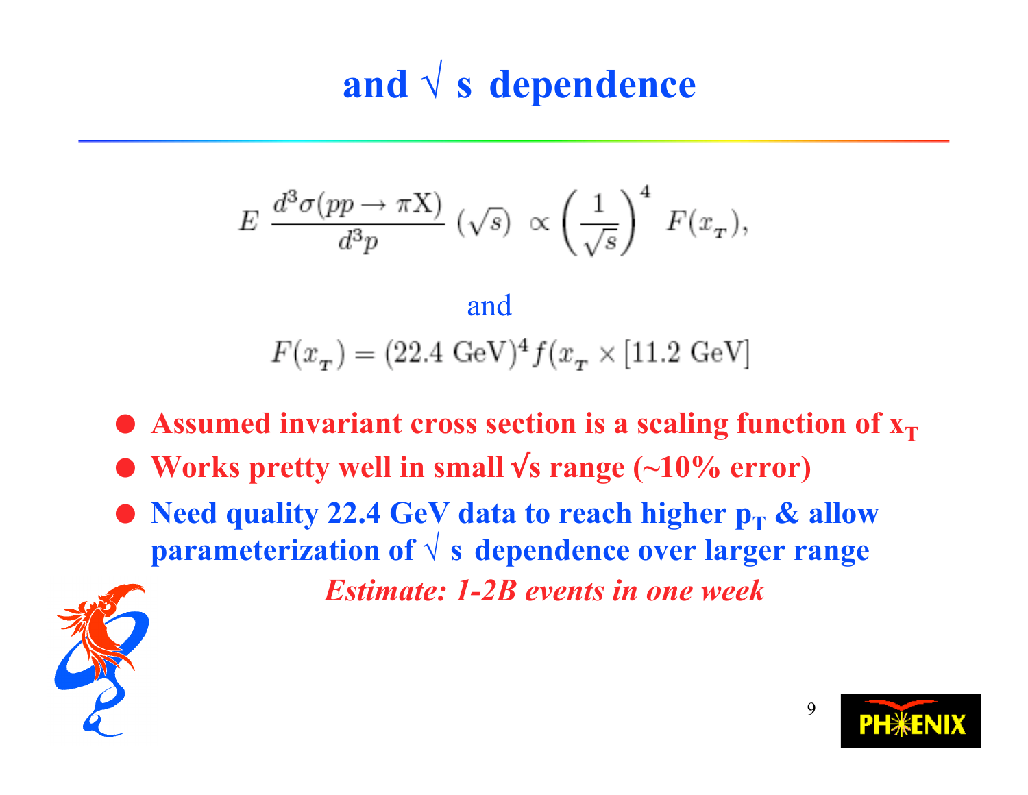# and √ s dependence

$$E \; \frac{d^3\sigma(pp \to \pi \mathrm{X})}{d^3p} \; (\sqrt{s}) \;\; \propto \left(\frac{1}{\sqrt{s}}\right)^4 \; F(x_T),$$

and

$$F(x_T) = (22.4\ \mathrm{GeV})^4 f(x_T \times [11.2\ \mathrm{GeV}]$$

- **Assumed invariant cross section is a scaling function of $x_T$**
- **Works pretty well in small √s range (~10% error)**
- **Need quality 22.4 GeV data to reach higher $p_T$ & allow parameterization of √ s dependence over larger range**

***Estimate: 1-2B events in one week***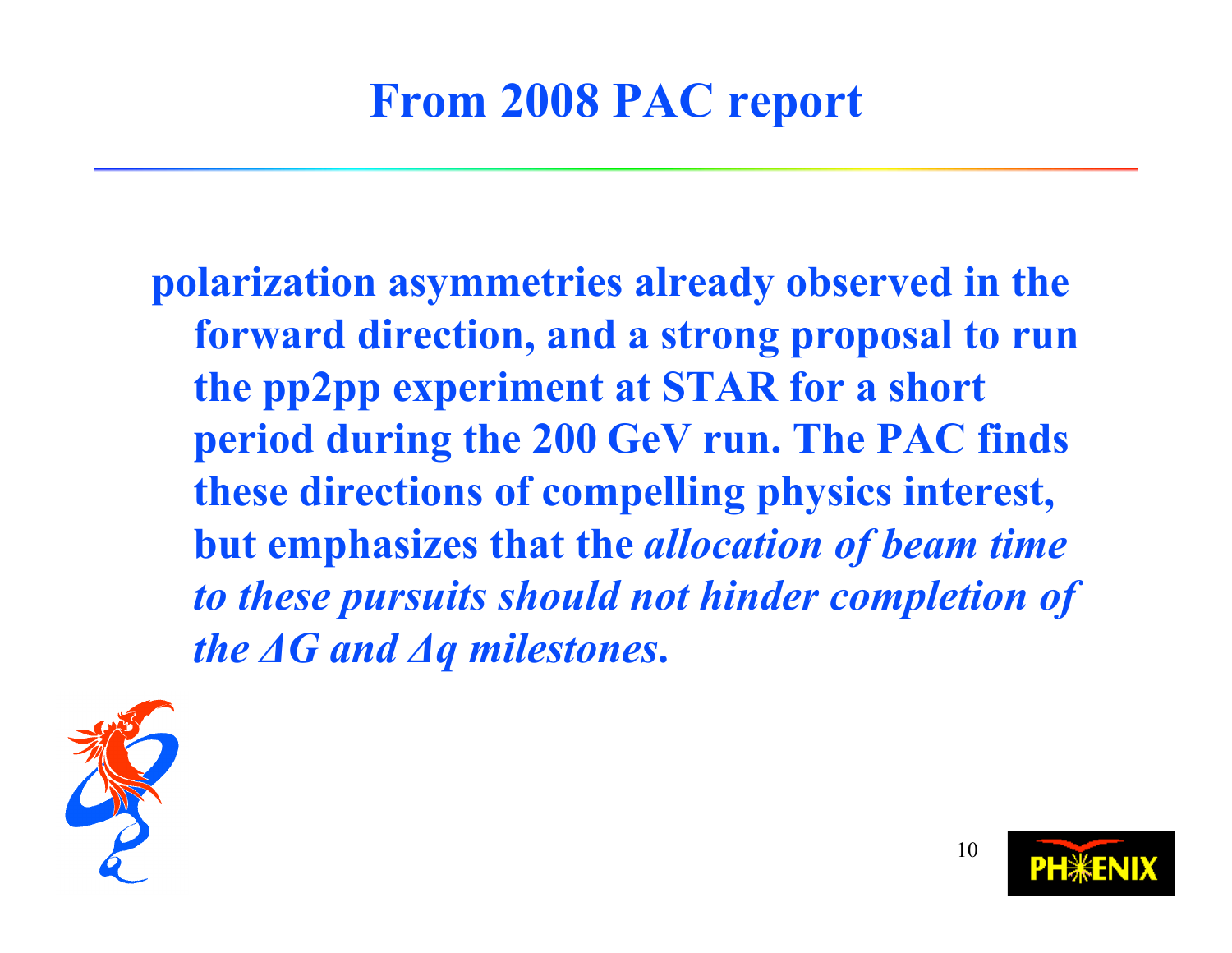# From 2008 PAC report

polarization asymmetries already observed in the forward direction, and a strong proposal to run the pp2pp experiment at STAR for a short period during the 200 GeV run. The PAC finds these directions of compelling physics interest, but emphasizes that the *allocation of beam time to these pursuits should not hinder completion of the $\Delta G$ and $\Delta q$ milestones*.